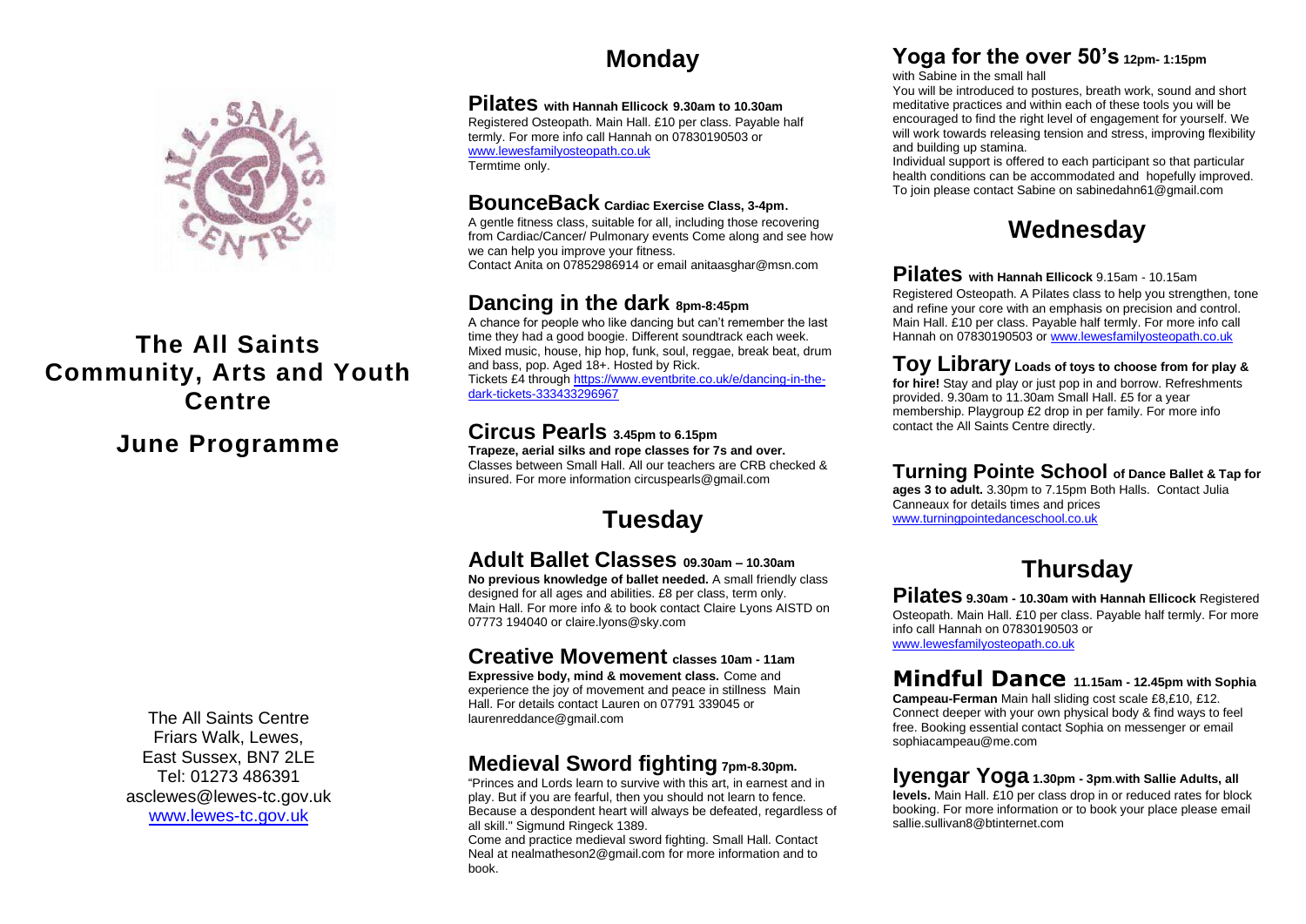# The All Saints Community, Arts and Youth Centre

## June Programme

The All Saints Centre
Friars Walk, Lewes,
East Sussex, BN7 2LE
Tel: 01273 486391
asclewes@lewes-tc.gov.uk
www.lewes-tc.gov.uk

# Monday

### Pilates with Hannah Ellicock 9.30am to 10.30am

Registered Osteopath. Main Hall. £10 per class. Payable half termly. For more info call Hannah on 07830190503 or www.lewesfamilyosteopath.co.uk
Termtime only.

### BounceBack Cardiac Exercise Class, 3-4pm.

A gentle fitness class, suitable for all, including those recovering from Cardiac/Cancer/ Pulmonary events Come along and see how we can help you improve your fitness.
Contact Anita on 07852986914 or email anitaasghar@msn.com

### Dancing in the dark 8pm-8:45pm

A chance for people who like dancing but can't remember the last time they had a good boogie. Different soundtrack each week. Mixed music, house, hip hop, funk, soul, reggae, break beat, drum and bass, pop. Aged 18+. Hosted by Rick.
Tickets £4 through https://www.eventbrite.co.uk/e/dancing-in-the-dark-tickets-333433296967

### Circus Pearls 3.45pm to 6.15pm

**Trapeze, aerial silks and rope classes for 7s and over.**
Classes between Small Hall. All our teachers are CRB checked & insured. For more information circuspearls@gmail.com

# Tuesday

### Adult Ballet Classes 09.30am – 10.30am

**No previous knowledge of ballet needed.** A small friendly class designed for all ages and abilities. £8 per class, term only.
Main Hall. For more info & to book contact Claire Lyons AISTD on 07773 194040 or claire.lyons@sky.com

### Creative Movement classes 10am - 11am

**Expressive body, mind & movement class.** Come and experience the joy of movement and peace in stillness Main Hall. For details contact Lauren on 07791 339045 or laurenreddance@gmail.com

### Medieval Sword fighting 7pm-8.30pm.

"Princes and Lords learn to survive with this art, in earnest and in play. But if you are fearful, then you should not learn to fence. Because a despondent heart will always be defeated, regardless of all skill." Sigmund Ringeck 1389.
Come and practice medieval sword fighting. Small Hall. Contact Neal at nealmatheson2@gmail.com for more information and to book.

### Yoga for the over 50's 12pm- 1:15pm

with Sabine in the small hall
You will be introduced to postures, breath work, sound and short meditative practices and within each of these tools you will be encouraged to find the right level of engagement for yourself. We will work towards releasing tension and stress, improving flexibility and building up stamina.
Individual support is offered to each participant so that particular health conditions can be accommodated and hopefully improved.
To join please contact Sabine on sabinedahn61@gmail.com

# Wednesday

### Pilates with Hannah Ellicock 9.15am - 10.15am

Registered Osteopath. A Pilates class to help you strengthen, tone and refine your core with an emphasis on precision and control. Main Hall. £10 per class. Payable half termly. For more info call Hannah on 07830190503 or www.lewesfamilyosteopath.co.uk

### Toy Library Loads of toys to choose from for play & for hire!

Stay and play or just pop in and borrow. Refreshments provided. 9.30am to 11.30am Small Hall. £5 for a year membership. Playgroup £2 drop in per family. For more info contact the All Saints Centre directly.

### Turning Pointe School of Dance Ballet & Tap for ages 3 to adult.

3.30pm to 7.15pm Both Halls. Contact Julia Canneaux for details times and prices
www.turningpointedanceschool.co.uk

# Thursday

### Pilates 9.30am - 10.30am with Hannah Ellicock

Registered Osteopath. Main Hall. £10 per class. Payable half termly. For more info call Hannah on 07830190503 or www.lewesfamilyosteopath.co.uk

### Mindful Dance 11.15am - 12.45pm with Sophia Campeau-Ferman

Main hall sliding cost scale £8,£10, £12. Connect deeper with your own physical body & find ways to feel free. Booking essential contact Sophia on messenger or email sophiacampeau@me.com

### Iyengar Yoga 1.30pm - 3pm.with Sallie Adults, all levels.

Main Hall. £10 per class drop in or reduced rates for block booking. For more information or to book your place please email sallie.sullivan8@btinternet.com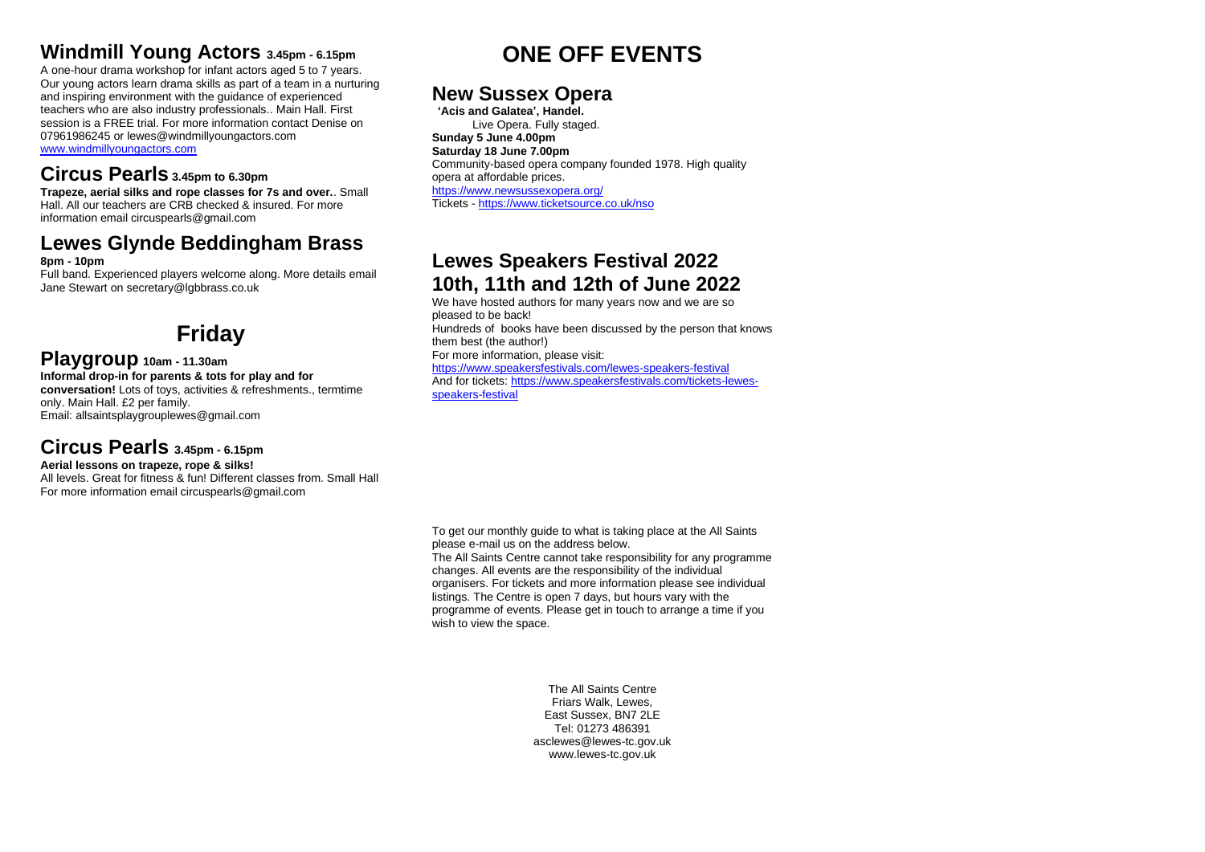## Windmill Young Actors 3.45pm - 6.15pm

A one-hour drama workshop for infant actors aged 5 to 7 years. Our young actors learn drama skills as part of a team in a nurturing and inspiring environment with the guidance of experienced teachers who are also industry professionals.. Main Hall. First session is a FREE trial. For more information contact Denise on 07961986245 or lewes@windmillyoungactors.com
www.windmillyoungactors.com

## Circus Pearls 3.45pm to 6.30pm

**Trapeze, aerial silks and rope classes for 7s and over.**. Small Hall. All our teachers are CRB checked & insured. For more information email circuspearls@gmail.com

## Lewes Glynde Beddingham Brass

**8pm - 10pm**

Full band. Experienced players welcome along. More details email Jane Stewart on secretary@lgbbrass.co.uk

# Friday

## Playgroup 10am - 11.30am

**Informal drop-in for parents & tots for play and for conversation!** Lots of toys, activities & refreshments., termtime only. Main Hall. £2 per family.
Email: allsaintsplaygrouplewes@gmail.com

## Circus Pearls 3.45pm - 6.15pm

**Aerial lessons on trapeze, rope & silks!**

All levels. Great for fitness & fun! Different classes from. Small Hall
For more information email circuspearls@gmail.com

# ONE OFF EVENTS

## New Sussex Opera

**'Acis and Galatea', Handel.**
Live Opera. Fully staged.
**Sunday 5 June 4.00pm**
**Saturday 18 June 7.00pm**
Community-based opera company founded 1978. High quality opera at affordable prices.
https://www.newsussexopera.org/
Tickets - https://www.ticketsource.co.uk/nso

## Lewes Speakers Festival 2022
## 10th, 11th and 12th of June 2022

We have hosted authors for many years now and we are so pleased to be back!
Hundreds of books have been discussed by the person that knows them best (the author!)
For more information, please visit:
https://www.speakersfestivals.com/lewes-speakers-festival
And for tickets: https://www.speakersfestivals.com/tickets-lewes-speakers-festival

To get our monthly guide to what is taking place at the All Saints please e-mail us on the address below.
The All Saints Centre cannot take responsibility for any programme changes. All events are the responsibility of the individual organisers. For tickets and more information please see individual listings. The Centre is open 7 days, but hours vary with the programme of events. Please get in touch to arrange a time if you wish to view the space.

The All Saints Centre
Friars Walk, Lewes,
East Sussex, BN7 2LE
Tel: 01273 486391
asclewes@lewes-tc.gov.uk
www.lewes-tc.gov.uk